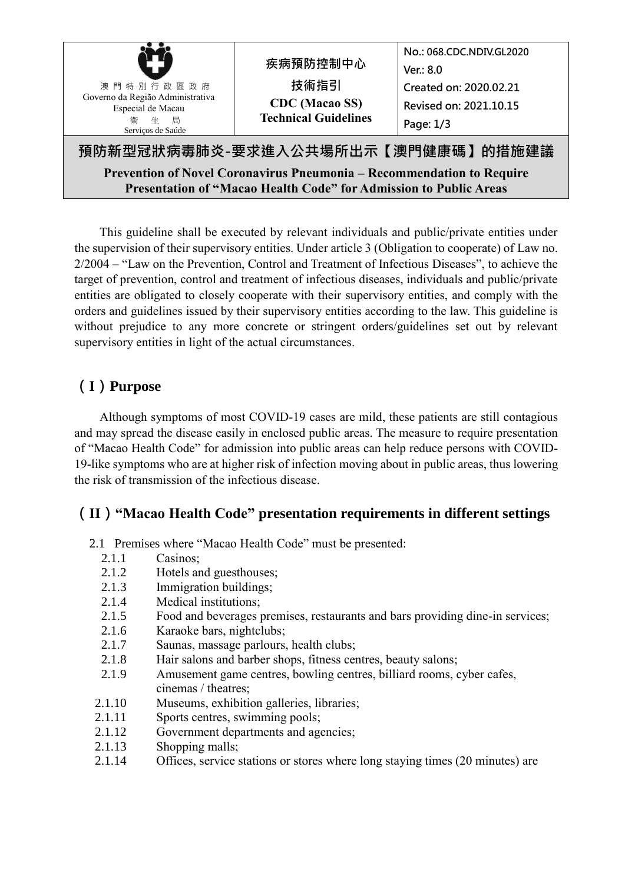| 澳門特別行政區政府<br>Governo da Região Administrativa Especial de Macau<br>衛生局<br>Serviços de Saúde | 疾病預防控制中心<br>技術指引<br>**CDC (Macao SS)**<br>**Technical Guidelines** | No.: 068.CDC.NDIV.GL2020<br>Ver.: 8.0<br>Created on: 2020.02.21<br>Revised on: 2021.10.15<br>Page: 1/3 |
|---|---|---|

# 預防新型冠狀病毒肺炎-要求進入公共場所出示【澳門健康碼】的措施建議

**Prevention of Novel Coronavirus Pneumonia – Recommendation to Require Presentation of "Macao Health Code" for Admission to Public Areas**

This guideline shall be executed by relevant individuals and public/private entities under the supervision of their supervisory entities. Under article 3 (Obligation to cooperate) of Law no. 2/2004 – "Law on the Prevention, Control and Treatment of Infectious Diseases", to achieve the target of prevention, control and treatment of infectious diseases, individuals and public/private entities are obligated to closely cooperate with their supervisory entities, and comply with the orders and guidelines issued by their supervisory entities according to the law. This guideline is without prejudice to any more concrete or stringent orders/guidelines set out by relevant supervisory entities in light of the actual circumstances.

## （I）Purpose

Although symptoms of most COVID-19 cases are mild, these patients are still contagious and may spread the disease easily in enclosed public areas. The measure to require presentation of "Macao Health Code" for admission into public areas can help reduce persons with COVID-19-like symptoms who are at higher risk of infection moving about in public areas, thus lowering the risk of transmission of the infectious disease.

## （II）"Macao Health Code" presentation requirements in different settings

2.1 Premises where "Macao Health Code" must be presented:

- 2.1.1 Casinos;
- 2.1.2 Hotels and guesthouses;
- 2.1.3 Immigration buildings;
- 2.1.4 Medical institutions;
- 2.1.5 Food and beverages premises, restaurants and bars providing dine-in services;
- 2.1.6 Karaoke bars, nightclubs;
- 2.1.7 Saunas, massage parlours, health clubs;
- 2.1.8 Hair salons and barber shops, fitness centres, beauty salons;
- 2.1.9 Amusement game centres, bowling centres, billiard rooms, cyber cafes, cinemas / theatres;
- 2.1.10 Museums, exhibition galleries, libraries;
- 2.1.11 Sports centres, swimming pools;
- 2.1.12 Government departments and agencies;
- 2.1.13 Shopping malls;
- 2.1.14 Offices, service stations or stores where long staying times (20 minutes) are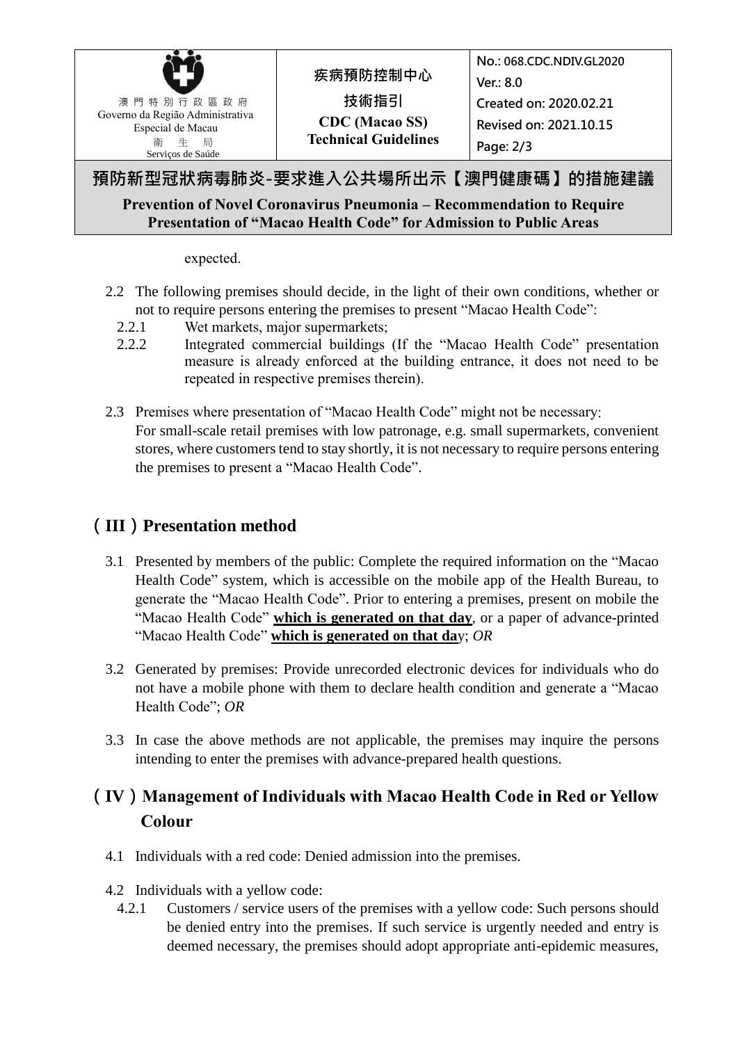expected.

2.2 The following premises should decide, in the light of their own conditions, whether or not to require persons entering the premises to present "Macao Health Code":

- 2.2.1 Wet markets, major supermarkets;
- 2.2.2 Integrated commercial buildings (If the "Macao Health Code" presentation measure is already enforced at the building entrance, it does not need to be repeated in respective premises therein).

2.3 Premises where presentation of "Macao Health Code" might not be necessary:
For small-scale retail premises with low patronage, e.g. small supermarkets, convenient stores, where customers tend to stay shortly, it is not necessary to require persons entering the premises to present a "Macao Health Code".

## （III）Presentation method

3.1 Presented by members of the public: Complete the required information on the "Macao Health Code" system, which is accessible on the mobile app of the Health Bureau, to generate the "Macao Health Code". Prior to entering a premises, present on mobile the "Macao Health Code" **which is generated on that day**, or a paper of advance-printed "Macao Health Code" **which is generated on that day**; *OR*

3.2 Generated by premises: Provide unrecorded electronic devices for individuals who do not have a mobile phone with them to declare health condition and generate a "Macao Health Code"; *OR*

3.3 In case the above methods are not applicable, the premises may inquire the persons intending to enter the premises with advance-prepared health questions.

## （IV）Management of Individuals with Macao Health Code in Red or Yellow Colour

4.1 Individuals with a red code: Denied admission into the premises.

4.2 Individuals with a yellow code:

- 4.2.1 Customers / service users of the premises with a yellow code: Such persons should be denied entry into the premises. If such service is urgently needed and entry is deemed necessary, the premises should adopt appropriate anti-epidemic measures,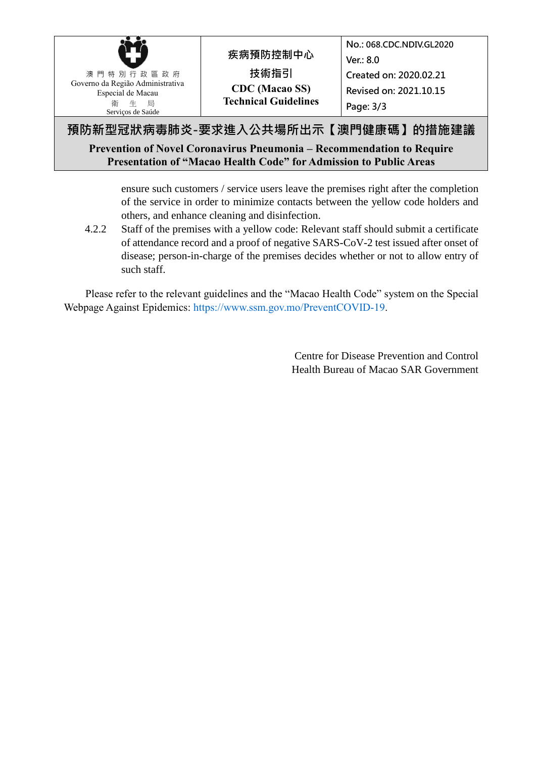ensure such customers / service users leave the premises right after the completion of the service in order to minimize contacts between the yellow code holders and others, and enhance cleaning and disinfection.

4.2.2 Staff of the premises with a yellow code: Relevant staff should submit a certificate of attendance record and a proof of negative SARS-CoV-2 test issued after onset of disease; person-in-charge of the premises decides whether or not to allow entry of such staff.

Please refer to the relevant guidelines and the "Macao Health Code" system on the Special Webpage Against Epidemics: https://www.ssm.gov.mo/PreventCOVID-19.

Centre for Disease Prevention and Control
Health Bureau of Macao SAR Government